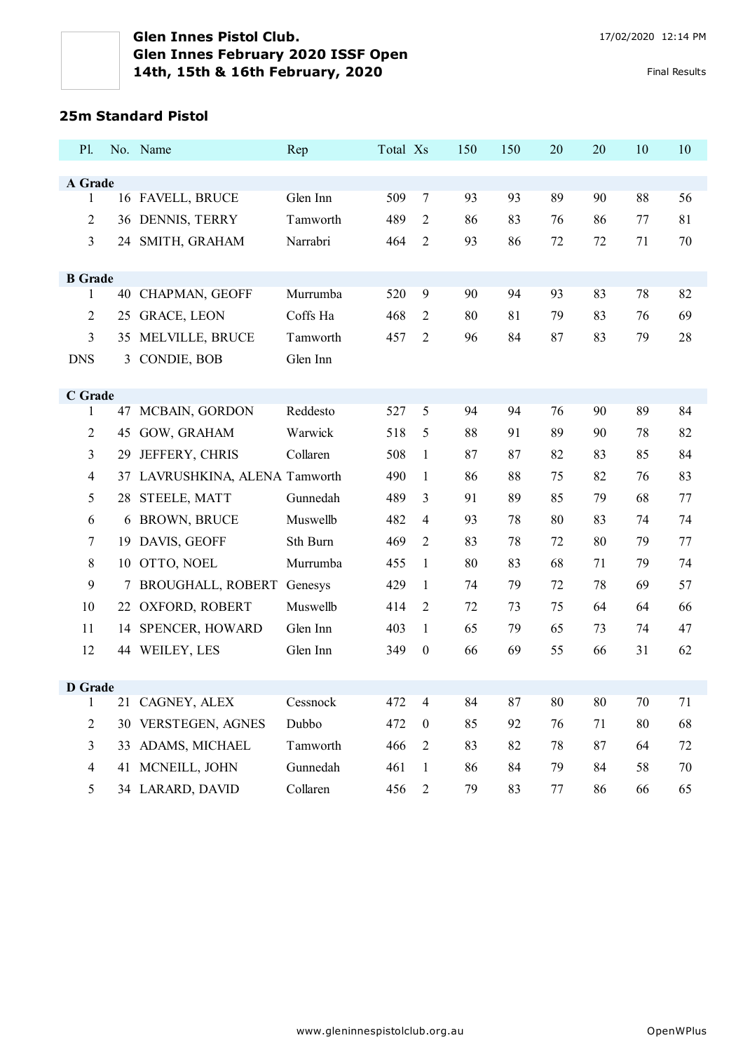# Glen Innes Pistol Club.
## Glen Innes February 2020 ISSF Open
## 14th, 15th & 16th February, 2020

17/02/2020 12:14 PM

Final Results

### 25m Standard Pistol

| Pl. | No. | Name | Rep | Total | Xs | 150 | 150 | 20 | 20 | 10 | 10 |
|---|---|---|---|---|---|---|---|---|---|---|---|
| **A Grade** | | | | | | | | | | | |
| 1 | 16 | FAVELL, BRUCE | Glen Inn | 509 | 7 | 93 | 93 | 89 | 90 | 88 | 56 |
| 2 | 36 | DENNIS, TERRY | Tamworth | 489 | 2 | 86 | 83 | 76 | 86 | 77 | 81 |
| 3 | 24 | SMITH, GRAHAM | Narrabri | 464 | 2 | 93 | 86 | 72 | 72 | 71 | 70 |
| **B Grade** | | | | | | | | | | | |
| 1 | 40 | CHAPMAN, GEOFF | Murrumba | 520 | 9 | 90 | 94 | 93 | 83 | 78 | 82 |
| 2 | 25 | GRACE, LEON | Coffs Ha | 468 | 2 | 80 | 81 | 79 | 83 | 76 | 69 |
| 3 | 35 | MELVILLE, BRUCE | Tamworth | 457 | 2 | 96 | 84 | 87 | 83 | 79 | 28 |
| DNS | 3 | CONDIE, BOB | Glen Inn | | | | | | | | |
| **C Grade** | | | | | | | | | | | |
| 1 | 47 | MCBAIN, GORDON | Reddesto | 527 | 5 | 94 | 94 | 76 | 90 | 89 | 84 |
| 2 | 45 | GOW, GRAHAM | Warwick | 518 | 5 | 88 | 91 | 89 | 90 | 78 | 82 |
| 3 | 29 | JEFFERY, CHRIS | Collaren | 508 | 1 | 87 | 87 | 82 | 83 | 85 | 84 |
| 4 | 37 | LAVRUSHKINA, ALENA | Tamworth | 490 | 1 | 86 | 88 | 75 | 82 | 76 | 83 |
| 5 | 28 | STEELE, MATT | Gunnedah | 489 | 3 | 91 | 89 | 85 | 79 | 68 | 77 |
| 6 | 6 | BROWN, BRUCE | Muswellb | 482 | 4 | 93 | 78 | 80 | 83 | 74 | 74 |
| 7 | 19 | DAVIS, GEOFF | Sth Burn | 469 | 2 | 83 | 78 | 72 | 80 | 79 | 77 |
| 8 | 10 | OTTO, NOEL | Murrumba | 455 | 1 | 80 | 83 | 68 | 71 | 79 | 74 |
| 9 | 7 | BROUGHALL, ROBERT | Genesys | 429 | 1 | 74 | 79 | 72 | 78 | 69 | 57 |
| 10 | 22 | OXFORD, ROBERT | Muswellb | 414 | 2 | 72 | 73 | 75 | 64 | 64 | 66 |
| 11 | 14 | SPENCER, HOWARD | Glen Inn | 403 | 1 | 65 | 79 | 65 | 73 | 74 | 47 |
| 12 | 44 | WEILEY, LES | Glen Inn | 349 | 0 | 66 | 69 | 55 | 66 | 31 | 62 |
| **D Grade** | | | | | | | | | | | |
| 1 | 21 | CAGNEY, ALEX | Cessnock | 472 | 4 | 84 | 87 | 80 | 80 | 70 | 71 |
| 2 | 30 | VERSTEGEN, AGNES | Dubbo | 472 | 0 | 85 | 92 | 76 | 71 | 80 | 68 |
| 3 | 33 | ADAMS, MICHAEL | Tamworth | 466 | 2 | 83 | 82 | 78 | 87 | 64 | 72 |
| 4 | 41 | MCNEILL, JOHN | Gunnedah | 461 | 1 | 86 | 84 | 79 | 84 | 58 | 70 |
| 5 | 34 | LARARD, DAVID | Collaren | 456 | 2 | 79 | 83 | 77 | 86 | 66 | 65 |

www.gleninnespistolclub.org.au OpenWPlus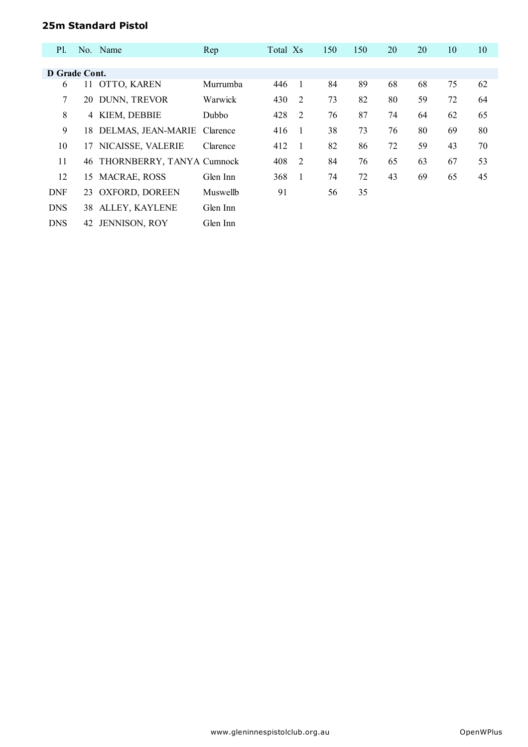## 25m Standard Pistol

| Pl. | No. | Name | Rep | Total | Xs | 150 | 150 | 20 | 20 | 10 | 10 |
|---|---|---|---|---|---|---|---|---|---|---|---|
| **D Grade Cont.** | | | | | | | | | | | |
| 6 | 11 | OTTO, KAREN | Murrumba | 446 | 1 | 84 | 89 | 68 | 68 | 75 | 62 |
| 7 | 20 | DUNN, TREVOR | Warwick | 430 | 2 | 73 | 82 | 80 | 59 | 72 | 64 |
| 8 | 4 | KIEM, DEBBIE | Dubbo | 428 | 2 | 76 | 87 | 74 | 64 | 62 | 65 |
| 9 | 18 | DELMAS, JEAN-MARIE | Clarence | 416 | 1 | 38 | 73 | 76 | 80 | 69 | 80 |
| 10 | 17 | NICAISSE, VALERIE | Clarence | 412 | 1 | 82 | 86 | 72 | 59 | 43 | 70 |
| 11 | 46 | THORNBERRY, TANYA | Cumnock | 408 | 2 | 84 | 76 | 65 | 63 | 67 | 53 |
| 12 | 15 | MACRAE, ROSS | Glen Inn | 368 | 1 | 74 | 72 | 43 | 69 | 65 | 45 |
| DNF | 23 | OXFORD, DOREEN | Muswellb | 91 | | 56 | 35 | | | | |
| DNS | 38 | ALLEY, KAYLENE | Glen Inn | | | | | | | | |
| DNS | 42 | JENNISON, ROY | Glen Inn | | | | | | | | |

www.gleninnespistolclub.org.au OpenWPlus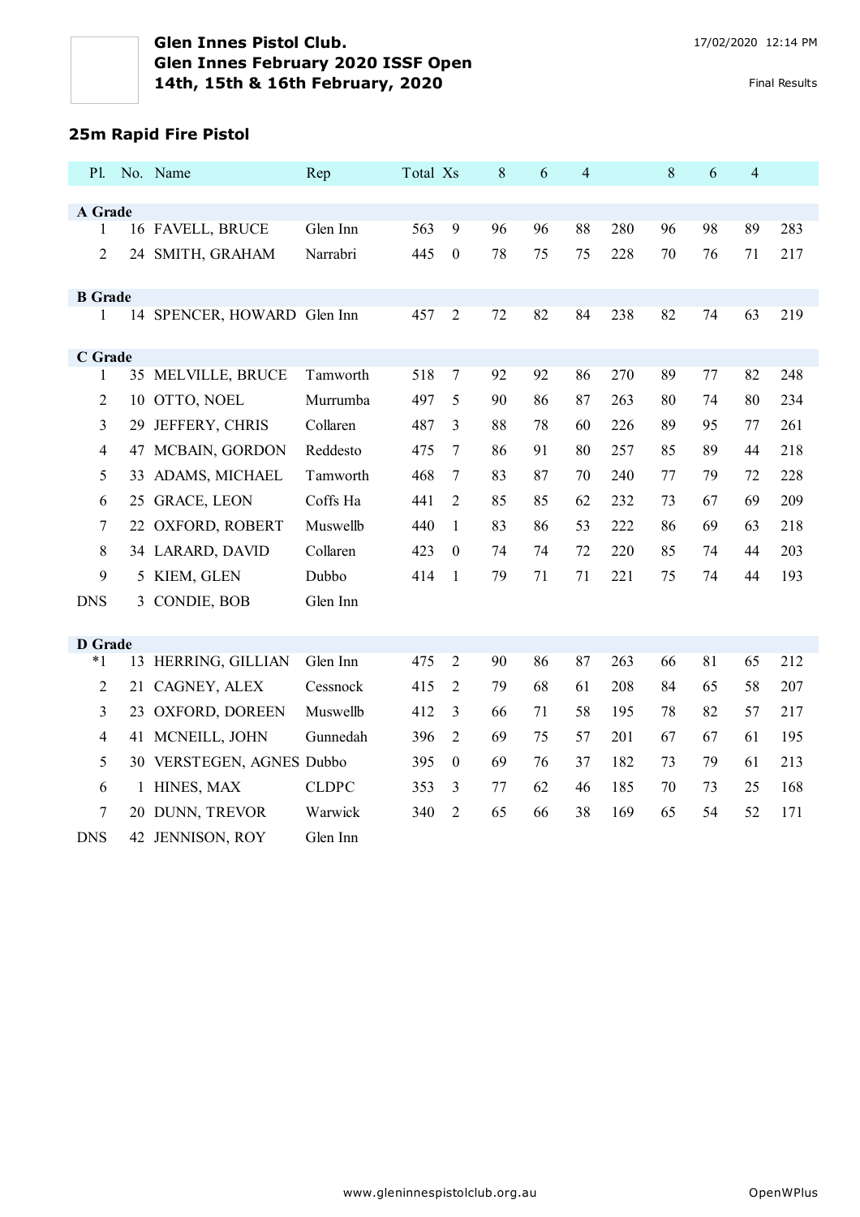**Glen Innes Pistol Club.**
**Glen Innes February 2020 ISSF Open**
**14th, 15th & 16th February, 2020**

17/02/2020 12:14 PM

Final Results

## 25m Rapid Fire Pistol

| Pl. | No. | Name | Rep | Total | Xs | 8 | 6 | 4 | | 8 | 6 | 4 | |
|---|---|---|---|---|---|---|---|---|---|---|---|---|---|
| **A Grade** | | | | | | | | | | | | | |
| 1 | 16 | FAVELL, BRUCE | Glen Inn | 563 | 9 | 96 | 96 | 88 | 280 | 96 | 98 | 89 | 283 |
| 2 | 24 | SMITH, GRAHAM | Narrabri | 445 | 0 | 78 | 75 | 75 | 228 | 70 | 76 | 71 | 217 |
| **B Grade** | | | | | | | | | | | | | |
| 1 | 14 | SPENCER, HOWARD | Glen Inn | 457 | 2 | 72 | 82 | 84 | 238 | 82 | 74 | 63 | 219 |
| **C Grade** | | | | | | | | | | | | | |
| 1 | 35 | MELVILLE, BRUCE | Tamworth | 518 | 7 | 92 | 92 | 86 | 270 | 89 | 77 | 82 | 248 |
| 2 | 10 | OTTO, NOEL | Murrumba | 497 | 5 | 90 | 86 | 87 | 263 | 80 | 74 | 80 | 234 |
| 3 | 29 | JEFFERY, CHRIS | Collaren | 487 | 3 | 88 | 78 | 60 | 226 | 89 | 95 | 77 | 261 |
| 4 | 47 | MCBAIN, GORDON | Reddesto | 475 | 7 | 86 | 91 | 80 | 257 | 85 | 89 | 44 | 218 |
| 5 | 33 | ADAMS, MICHAEL | Tamworth | 468 | 7 | 83 | 87 | 70 | 240 | 77 | 79 | 72 | 228 |
| 6 | 25 | GRACE, LEON | Coffs Ha | 441 | 2 | 85 | 85 | 62 | 232 | 73 | 67 | 69 | 209 |
| 7 | 22 | OXFORD, ROBERT | Muswellb | 440 | 1 | 83 | 86 | 53 | 222 | 86 | 69 | 63 | 218 |
| 8 | 34 | LARARD, DAVID | Collaren | 423 | 0 | 74 | 74 | 72 | 220 | 85 | 74 | 44 | 203 |
| 9 | 5 | KIEM, GLEN | Dubbo | 414 | 1 | 79 | 71 | 71 | 221 | 75 | 74 | 44 | 193 |
| DNS | 3 | CONDIE, BOB | Glen Inn | | | | | | | | | | |
| **D Grade** | | | | | | | | | | | | | |
| *1 | 13 | HERRING, GILLIAN | Glen Inn | 475 | 2 | 90 | 86 | 87 | 263 | 66 | 81 | 65 | 212 |
| 2 | 21 | CAGNEY, ALEX | Cessnock | 415 | 2 | 79 | 68 | 61 | 208 | 84 | 65 | 58 | 207 |
| 3 | 23 | OXFORD, DOREEN | Muswellb | 412 | 3 | 66 | 71 | 58 | 195 | 78 | 82 | 57 | 217 |
| 4 | 41 | MCNEILL, JOHN | Gunnedah | 396 | 2 | 69 | 75 | 57 | 201 | 67 | 67 | 61 | 195 |
| 5 | 30 | VERSTEGEN, AGNES | Dubbo | 395 | 0 | 69 | 76 | 37 | 182 | 73 | 79 | 61 | 213 |
| 6 | 1 | HINES, MAX | CLDPC | 353 | 3 | 77 | 62 | 46 | 185 | 70 | 73 | 25 | 168 |
| 7 | 20 | DUNN, TREVOR | Warwick | 340 | 2 | 65 | 66 | 38 | 169 | 65 | 54 | 52 | 171 |
| DNS | 42 | JENNISON, ROY | Glen Inn | | | | | | | | | | |

www.gleninnespistolclub.org.au

OpenWPlus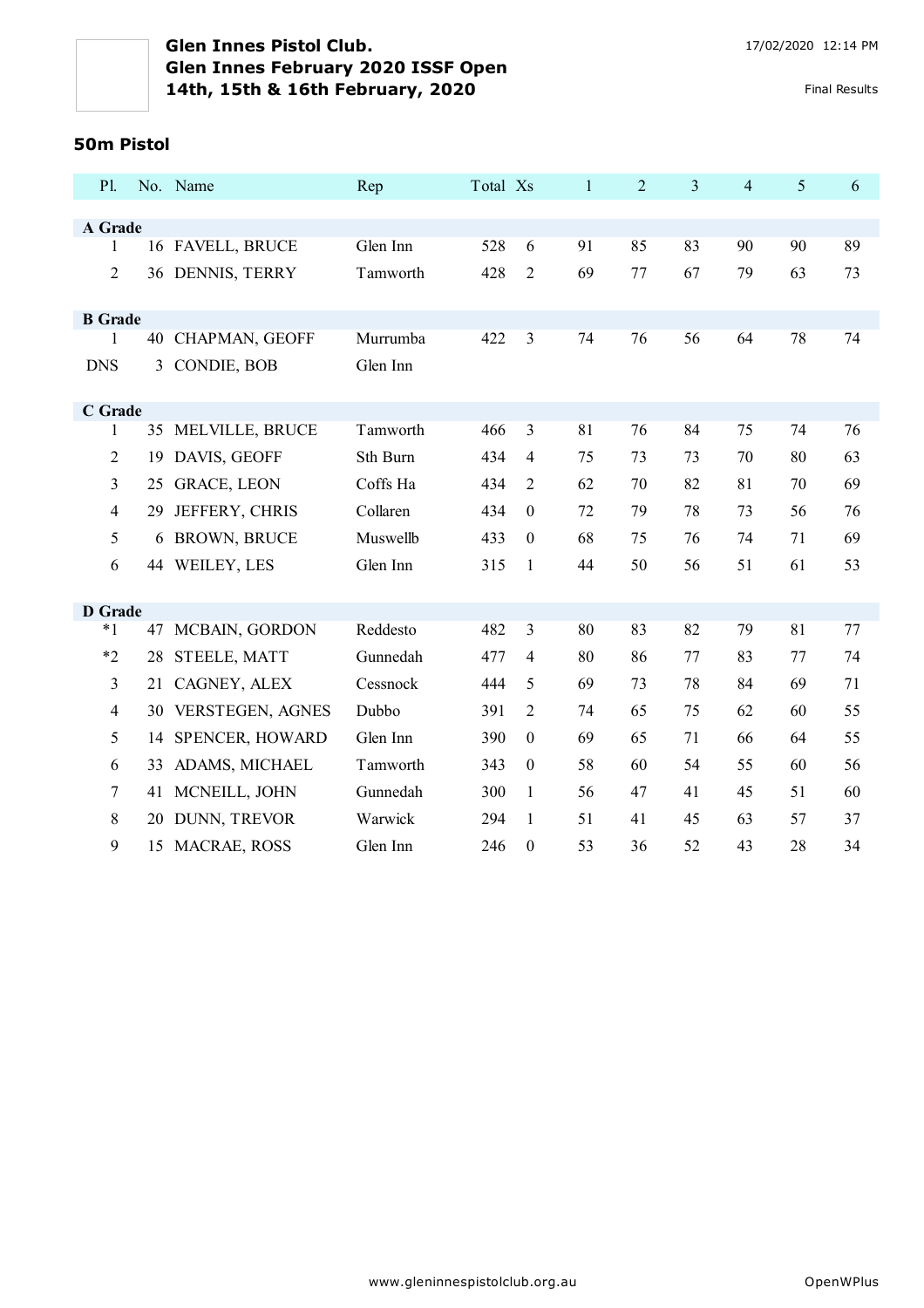**Glen Innes Pistol Club.**
**Glen Innes February 2020 ISSF Open**
**14th, 15th & 16th February, 2020**

17/02/2020 12:14 PM

Final Results

### 50m Pistol

| Pl. | No. | Name | Rep | Total | Xs | 1 | 2 | 3 | 4 | 5 | 6 |
|---|---|---|---|---|---|---|---|---|---|---|---|
| **A Grade** | | | | | | | | | | | |
| 1 | 16 | FAVELL, BRUCE | Glen Inn | 528 | 6 | 91 | 85 | 83 | 90 | 90 | 89 |
| 2 | 36 | DENNIS, TERRY | Tamworth | 428 | 2 | 69 | 77 | 67 | 79 | 63 | 73 |
| **B Grade** | | | | | | | | | | | |
| 1 | 40 | CHAPMAN, GEOFF | Murrumba | 422 | 3 | 74 | 76 | 56 | 64 | 78 | 74 |
| DNS | 3 | CONDIE, BOB | Glen Inn | | | | | | | | |
| **C Grade** | | | | | | | | | | | |
| 1 | 35 | MELVILLE, BRUCE | Tamworth | 466 | 3 | 81 | 76 | 84 | 75 | 74 | 76 |
| 2 | 19 | DAVIS, GEOFF | Sth Burn | 434 | 4 | 75 | 73 | 73 | 70 | 80 | 63 |
| 3 | 25 | GRACE, LEON | Coffs Ha | 434 | 2 | 62 | 70 | 82 | 81 | 70 | 69 |
| 4 | 29 | JEFFERY, CHRIS | Collaren | 434 | 0 | 72 | 79 | 78 | 73 | 56 | 76 |
| 5 | 6 | BROWN, BRUCE | Muswellb | 433 | 0 | 68 | 75 | 76 | 74 | 71 | 69 |
| 6 | 44 | WEILEY, LES | Glen Inn | 315 | 1 | 44 | 50 | 56 | 51 | 61 | 53 |
| **D Grade** | | | | | | | | | | | |
| *1 | 47 | MCBAIN, GORDON | Reddesto | 482 | 3 | 80 | 83 | 82 | 79 | 81 | 77 |
| *2 | 28 | STEELE, MATT | Gunnedah | 477 | 4 | 80 | 86 | 77 | 83 | 77 | 74 |
| 3 | 21 | CAGNEY, ALEX | Cessnock | 444 | 5 | 69 | 73 | 78 | 84 | 69 | 71 |
| 4 | 30 | VERSTEGEN, AGNES | Dubbo | 391 | 2 | 74 | 65 | 75 | 62 | 60 | 55 |
| 5 | 14 | SPENCER, HOWARD | Glen Inn | 390 | 0 | 69 | 65 | 71 | 66 | 64 | 55 |
| 6 | 33 | ADAMS, MICHAEL | Tamworth | 343 | 0 | 58 | 60 | 54 | 55 | 60 | 56 |
| 7 | 41 | MCNEILL, JOHN | Gunnedah | 300 | 1 | 56 | 47 | 41 | 45 | 51 | 60 |
| 8 | 20 | DUNN, TREVOR | Warwick | 294 | 1 | 51 | 41 | 45 | 63 | 57 | 37 |
| 9 | 15 | MACRAE, ROSS | Glen Inn | 246 | 0 | 53 | 36 | 52 | 43 | 28 | 34 |

www.gleninnespistolclub.org.au

OpenWPlus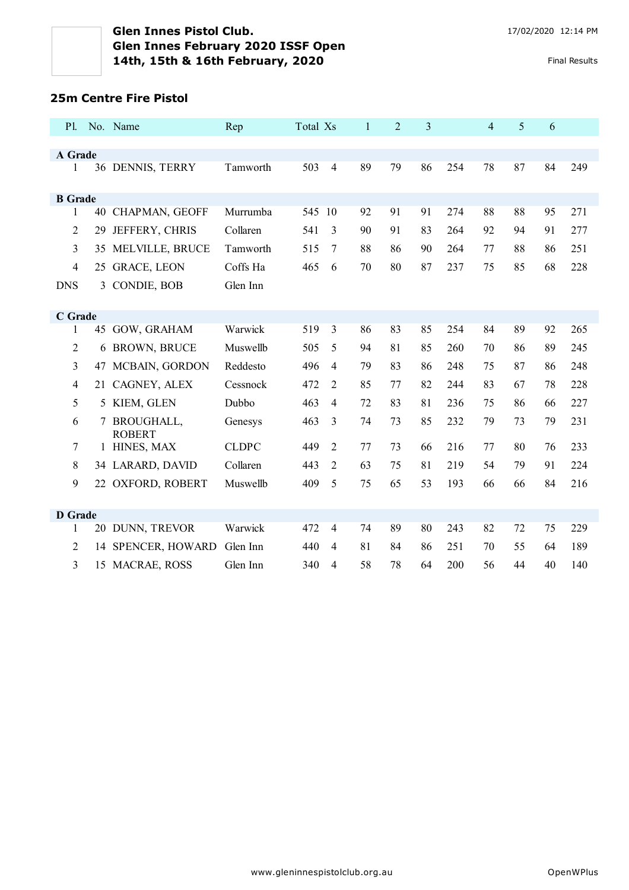**Glen Innes Pistol Club.**
**Glen Innes February 2020 ISSF Open**
**14th, 15th & 16th February, 2020**

17/02/2020 12:14 PM

Final Results

## 25m Centre Fire Pistol

| Pl. | No. | Name | Rep | Total | Xs | 1 | 2 | 3 | | 4 | 5 | 6 | |
|---|---|---|---|---|---|---|---|---|---|---|---|---|---|
| **A Grade** | | | | | | | | | | | | | |
| 1 | 36 | DENNIS, TERRY | Tamworth | 503 | 4 | 89 | 79 | 86 | 254 | 78 | 87 | 84 | 249 |
| **B Grade** | | | | | | | | | | | | | |
| 1 | 40 | CHAPMAN, GEOFF | Murrumba | 545 | 10 | 92 | 91 | 91 | 274 | 88 | 88 | 95 | 271 |
| 2 | 29 | JEFFERY, CHRIS | Collaren | 541 | 3 | 90 | 91 | 83 | 264 | 92 | 94 | 91 | 277 |
| 3 | 35 | MELVILLE, BRUCE | Tamworth | 515 | 7 | 88 | 86 | 90 | 264 | 77 | 88 | 86 | 251 |
| 4 | 25 | GRACE, LEON | Coffs Ha | 465 | 6 | 70 | 80 | 87 | 237 | 75 | 85 | 68 | 228 |
| DNS | 3 | CONDIE, BOB | Glen Inn | | | | | | | | | | |
| **C Grade** | | | | | | | | | | | | | |
| 1 | 45 | GOW, GRAHAM | Warwick | 519 | 3 | 86 | 83 | 85 | 254 | 84 | 89 | 92 | 265 |
| 2 | 6 | BROWN, BRUCE | Muswellb | 505 | 5 | 94 | 81 | 85 | 260 | 70 | 86 | 89 | 245 |
| 3 | 47 | MCBAIN, GORDON | Reddesto | 496 | 4 | 79 | 83 | 86 | 248 | 75 | 87 | 86 | 248 |
| 4 | 21 | CAGNEY, ALEX | Cessnock | 472 | 2 | 85 | 77 | 82 | 244 | 83 | 67 | 78 | 228 |
| 5 | 5 | KIEM, GLEN | Dubbo | 463 | 4 | 72 | 83 | 81 | 236 | 75 | 86 | 66 | 227 |
| 6 | 7 | BROUGHALL, ROBERT | Genesys | 463 | 3 | 74 | 73 | 85 | 232 | 79 | 73 | 79 | 231 |
| 7 | 1 | HINES, MAX | CLDPC | 449 | 2 | 77 | 73 | 66 | 216 | 77 | 80 | 76 | 233 |
| 8 | 34 | LARARD, DAVID | Collaren | 443 | 2 | 63 | 75 | 81 | 219 | 54 | 79 | 91 | 224 |
| 9 | 22 | OXFORD, ROBERT | Muswellb | 409 | 5 | 75 | 65 | 53 | 193 | 66 | 66 | 84 | 216 |
| **D Grade** | | | | | | | | | | | | | |
| 1 | 20 | DUNN, TREVOR | Warwick | 472 | 4 | 74 | 89 | 80 | 243 | 82 | 72 | 75 | 229 |
| 2 | 14 | SPENCER, HOWARD | Glen Inn | 440 | 4 | 81 | 84 | 86 | 251 | 70 | 55 | 64 | 189 |
| 3 | 15 | MACRAE, ROSS | Glen Inn | 340 | 4 | 58 | 78 | 64 | 200 | 56 | 44 | 40 | 140 |

www.gleninnespistolclub.org.au

OpenWPlus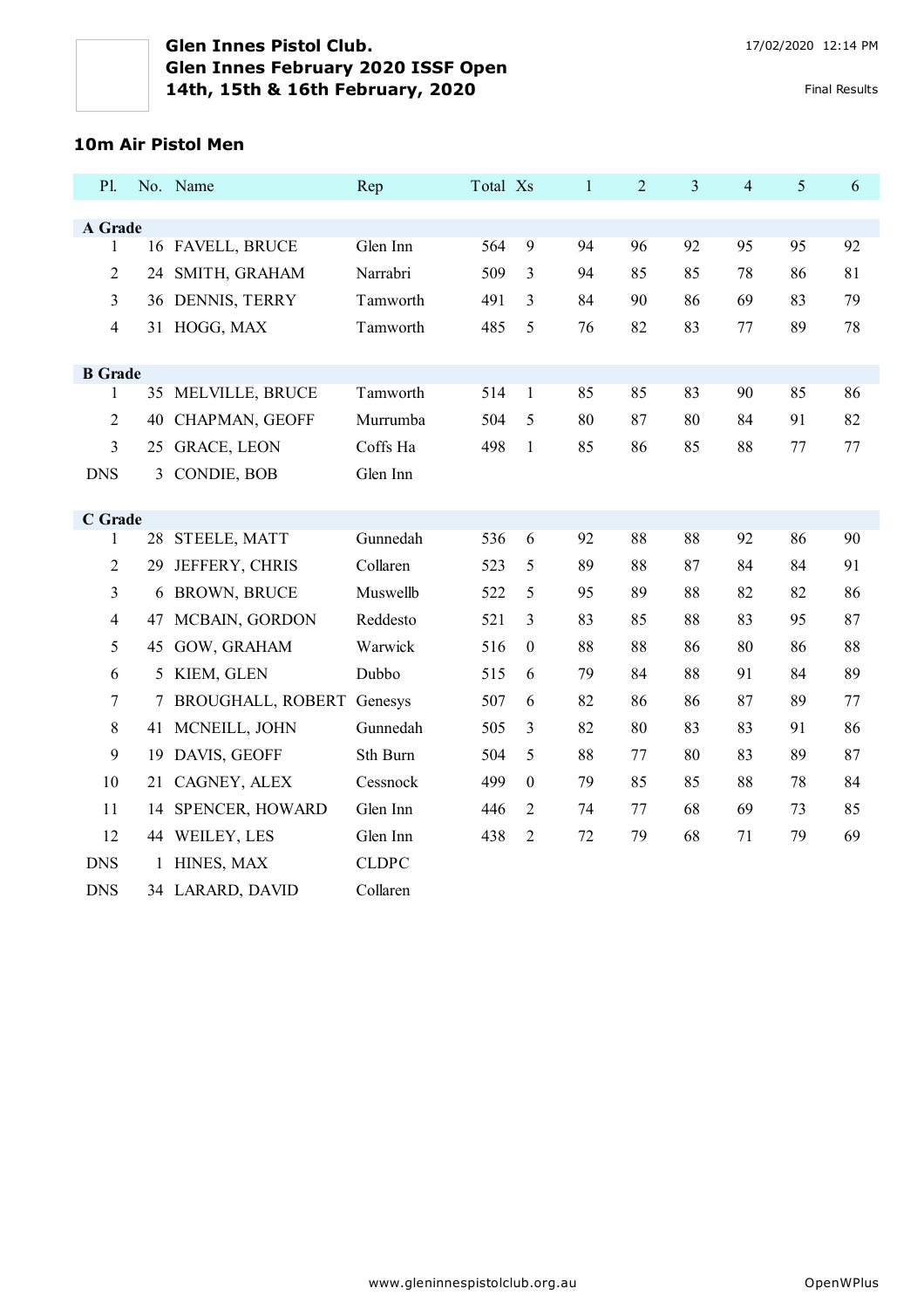**Glen Innes Pistol Club.**
**Glen Innes February 2020 ISSF Open**
**14th, 15th & 16th February, 2020**

17/02/2020 12:14 PM

Final Results

### 10m Air Pistol Men

| Pl. | No. | Name | Rep | Total | Xs | 1 | 2 | 3 | 4 | 5 | 6 |
|---|---|---|---|---|---|---|---|---|---|---|---|
| **A Grade** | | | | | | | | | | | |
| 1 | 16 | FAVELL, BRUCE | Glen Inn | 564 | 9 | 94 | 96 | 92 | 95 | 95 | 92 |
| 2 | 24 | SMITH, GRAHAM | Narrabri | 509 | 3 | 94 | 85 | 85 | 78 | 86 | 81 |
| 3 | 36 | DENNIS, TERRY | Tamworth | 491 | 3 | 84 | 90 | 86 | 69 | 83 | 79 |
| 4 | 31 | HOGG, MAX | Tamworth | 485 | 5 | 76 | 82 | 83 | 77 | 89 | 78 |
| **B Grade** | | | | | | | | | | | |
| 1 | 35 | MELVILLE, BRUCE | Tamworth | 514 | 1 | 85 | 85 | 83 | 90 | 85 | 86 |
| 2 | 40 | CHAPMAN, GEOFF | Murrumba | 504 | 5 | 80 | 87 | 80 | 84 | 91 | 82 |
| 3 | 25 | GRACE, LEON | Coffs Ha | 498 | 1 | 85 | 86 | 85 | 88 | 77 | 77 |
| DNS | 3 | CONDIE, BOB | Glen Inn | | | | | | | | |
| **C Grade** | | | | | | | | | | | |
| 1 | 28 | STEELE, MATT | Gunnedah | 536 | 6 | 92 | 88 | 88 | 92 | 86 | 90 |
| 2 | 29 | JEFFERY, CHRIS | Collaren | 523 | 5 | 89 | 88 | 87 | 84 | 84 | 91 |
| 3 | 6 | BROWN, BRUCE | Muswellb | 522 | 5 | 95 | 89 | 88 | 82 | 82 | 86 |
| 4 | 47 | MCBAIN, GORDON | Reddesto | 521 | 3 | 83 | 85 | 88 | 83 | 95 | 87 |
| 5 | 45 | GOW, GRAHAM | Warwick | 516 | 0 | 88 | 88 | 86 | 80 | 86 | 88 |
| 6 | 5 | KIEM, GLEN | Dubbo | 515 | 6 | 79 | 84 | 88 | 91 | 84 | 89 |
| 7 | 7 | BROUGHALL, ROBERT | Genesys | 507 | 6 | 82 | 86 | 86 | 87 | 89 | 77 |
| 8 | 41 | MCNEILL, JOHN | Gunnedah | 505 | 3 | 82 | 80 | 83 | 83 | 91 | 86 |
| 9 | 19 | DAVIS, GEOFF | Sth Burn | 504 | 5 | 88 | 77 | 80 | 83 | 89 | 87 |
| 10 | 21 | CAGNEY, ALEX | Cessnock | 499 | 0 | 79 | 85 | 85 | 88 | 78 | 84 |
| 11 | 14 | SPENCER, HOWARD | Glen Inn | 446 | 2 | 74 | 77 | 68 | 69 | 73 | 85 |
| 12 | 44 | WEILEY, LES | Glen Inn | 438 | 2 | 72 | 79 | 68 | 71 | 79 | 69 |
| DNS | 1 | HINES, MAX | CLDPC | | | | | | | | |
| DNS | 34 | LARARD, DAVID | Collaren | | | | | | | | |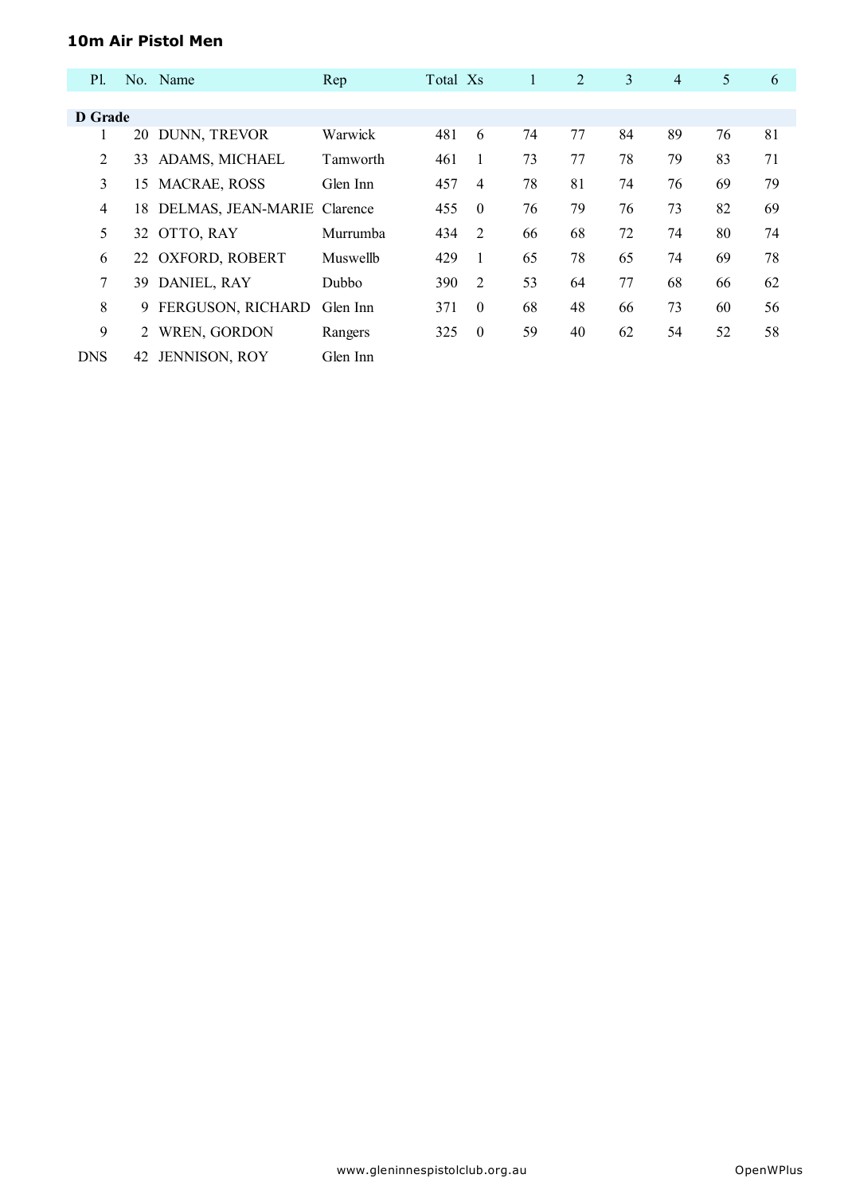## 10m Air Pistol Men

| Pl. | No. | Name | Rep | Total | Xs | 1 | 2 | 3 | 4 | 5 | 6 |
|---|---|---|---|---|---|---|---|---|---|---|---|
| **D Grade** | | | | | | | | | | | |
| 1 | 20 | DUNN, TREVOR | Warwick | 481 | 6 | 74 | 77 | 84 | 89 | 76 | 81 |
| 2 | 33 | ADAMS, MICHAEL | Tamworth | 461 | 1 | 73 | 77 | 78 | 79 | 83 | 71 |
| 3 | 15 | MACRAE, ROSS | Glen Inn | 457 | 4 | 78 | 81 | 74 | 76 | 69 | 79 |
| 4 | 18 | DELMAS, JEAN-MARIE | Clarence | 455 | 0 | 76 | 79 | 76 | 73 | 82 | 69 |
| 5 | 32 | OTTO, RAY | Murrumba | 434 | 2 | 66 | 68 | 72 | 74 | 80 | 74 |
| 6 | 22 | OXFORD, ROBERT | Muswellb | 429 | 1 | 65 | 78 | 65 | 74 | 69 | 78 |
| 7 | 39 | DANIEL, RAY | Dubbo | 390 | 2 | 53 | 64 | 77 | 68 | 66 | 62 |
| 8 | 9 | FERGUSON, RICHARD | Glen Inn | 371 | 0 | 68 | 48 | 66 | 73 | 60 | 56 |
| 9 | 2 | WREN, GORDON | Rangers | 325 | 0 | 59 | 40 | 62 | 54 | 52 | 58 |
| DNS | 42 | JENNISON, ROY | Glen Inn | | | | | | | | |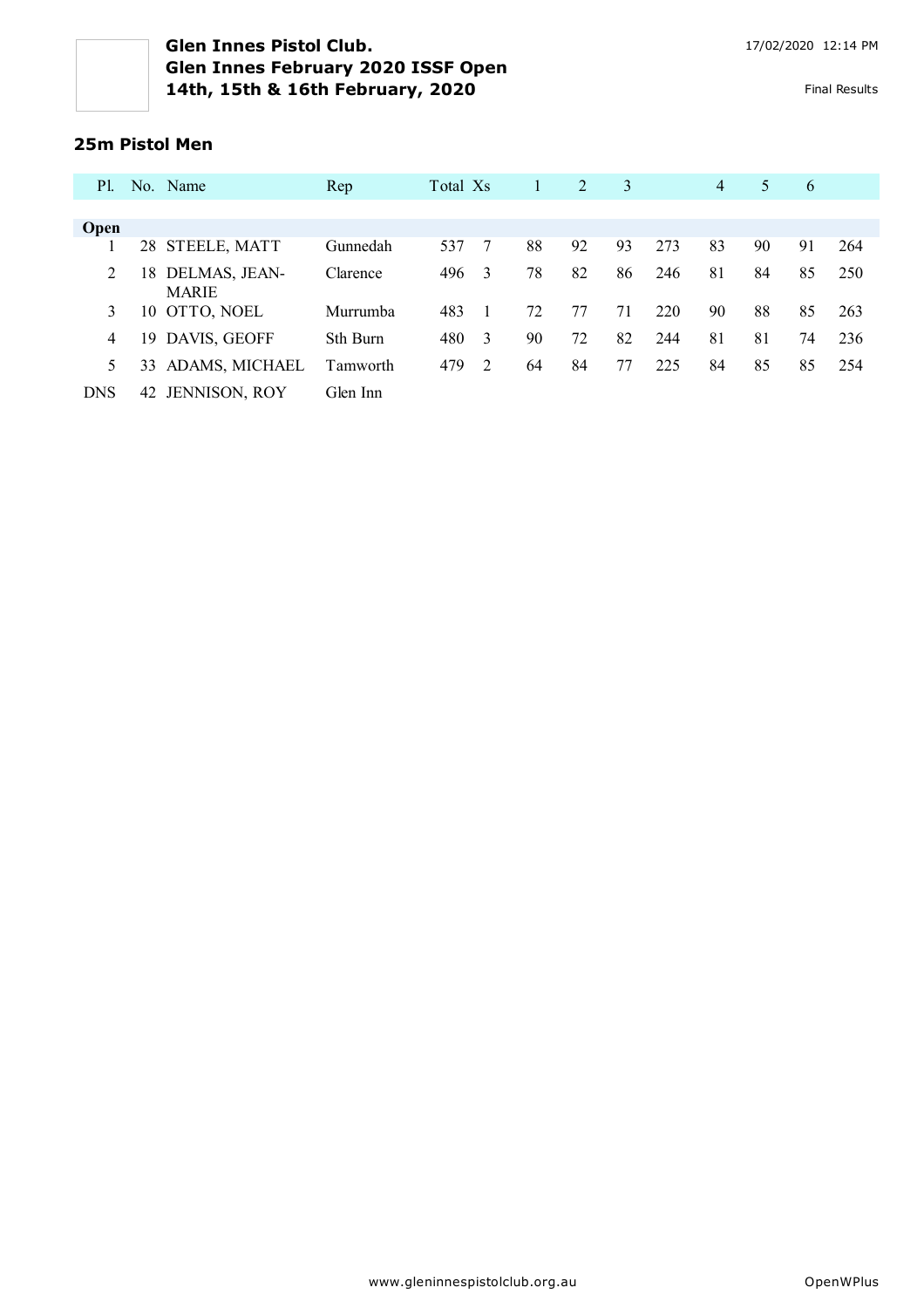**Glen Innes Pistol Club.**
**Glen Innes February 2020 ISSF Open**
**14th, 15th & 16th February, 2020**

17/02/2020 12:14 PM

Final Results

### 25m Pistol Men

| Pl. | No. | Name | Rep | Total | Xs | 1 | 2 | 3 | | 4 | 5 | 6 | |
|---|---|---|---|---|---|---|---|---|---|---|---|---|---|
| **Open** | | | | | | | | | | | | | |
| 1 | 28 | STEELE, MATT | Gunnedah | 537 | 7 | 88 | 92 | 93 | 273 | 83 | 90 | 91 | 264 |
| 2 | 18 | DELMAS, JEAN-MARIE | Clarence | 496 | 3 | 78 | 82 | 86 | 246 | 81 | 84 | 85 | 250 |
| 3 | 10 | OTTO, NOEL | Murrumba | 483 | 1 | 72 | 77 | 71 | 220 | 90 | 88 | 85 | 263 |
| 4 | 19 | DAVIS, GEOFF | Sth Burn | 480 | 3 | 90 | 72 | 82 | 244 | 81 | 81 | 74 | 236 |
| 5 | 33 | ADAMS, MICHAEL | Tamworth | 479 | 2 | 64 | 84 | 77 | 225 | 84 | 85 | 85 | 254 |
| DNS | 42 | JENNISON, ROY | Glen Inn | | | | | | | | | | |

www.gleninnespistolclub.org.au

OpenWPlus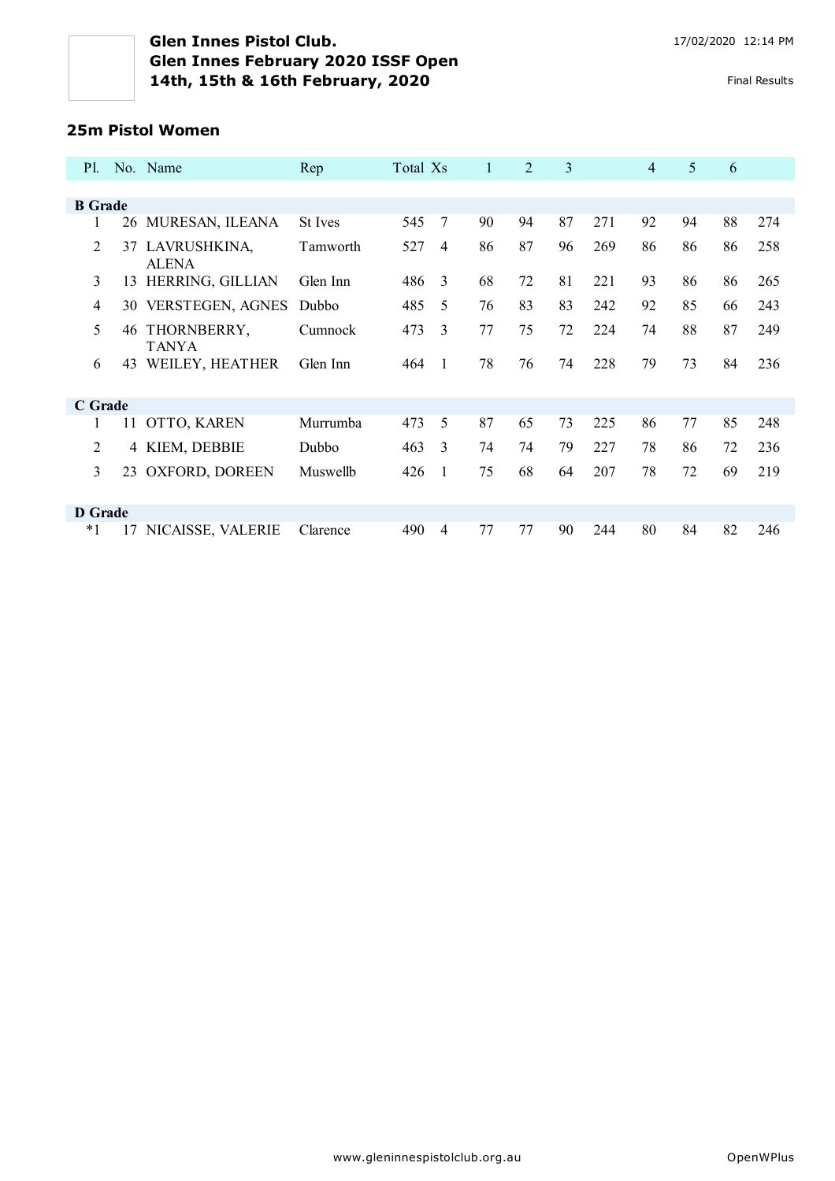# Glen Innes Pistol Club.
## Glen Innes February 2020 ISSF Open
## 14th, 15th & 16th February, 2020

17/02/2020 12:14 PM

Final Results

### 25m Pistol Women

| Pl. | No. | Name | Rep | Total | Xs | 1 | 2 | 3 | | 4 | 5 | 6 | |
|---|---|---|---|---|---|---|---|---|---|---|---|---|---|
| **B Grade** | | | | | | | | | | | | | |
| 1 | 26 | MURESAN, ILEANA | St Ives | 545 | 7 | 90 | 94 | 87 | 271 | 92 | 94 | 88 | 274 |
| 2 | 37 | LAVRUSHKINA, ALENA | Tamworth | 527 | 4 | 86 | 87 | 96 | 269 | 86 | 86 | 86 | 258 |
| 3 | 13 | HERRING, GILLIAN | Glen Inn | 486 | 3 | 68 | 72 | 81 | 221 | 93 | 86 | 86 | 265 |
| 4 | 30 | VERSTEGEN, AGNES | Dubbo | 485 | 5 | 76 | 83 | 83 | 242 | 92 | 85 | 66 | 243 |
| 5 | 46 | THORNBERRY, TANYA | Cumnock | 473 | 3 | 77 | 75 | 72 | 224 | 74 | 88 | 87 | 249 |
| 6 | 43 | WEILEY, HEATHER | Glen Inn | 464 | 1 | 78 | 76 | 74 | 228 | 79 | 73 | 84 | 236 |
| **C Grade** | | | | | | | | | | | | | |
| 1 | 11 | OTTO, KAREN | Murrumba | 473 | 5 | 87 | 65 | 73 | 225 | 86 | 77 | 85 | 248 |
| 2 | 4 | KIEM, DEBBIE | Dubbo | 463 | 3 | 74 | 74 | 79 | 227 | 78 | 86 | 72 | 236 |
| 3 | 23 | OXFORD, DOREEN | Muswellb | 426 | 1 | 75 | 68 | 64 | 207 | 78 | 72 | 69 | 219 |
| **D Grade** | | | | | | | | | | | | | |
| *1 | 17 | NICAISSE, VALERIE | Clarence | 490 | 4 | 77 | 77 | 90 | 244 | 80 | 84 | 82 | 246 |

www.gleninnespistolclub.org.au

OpenWPlus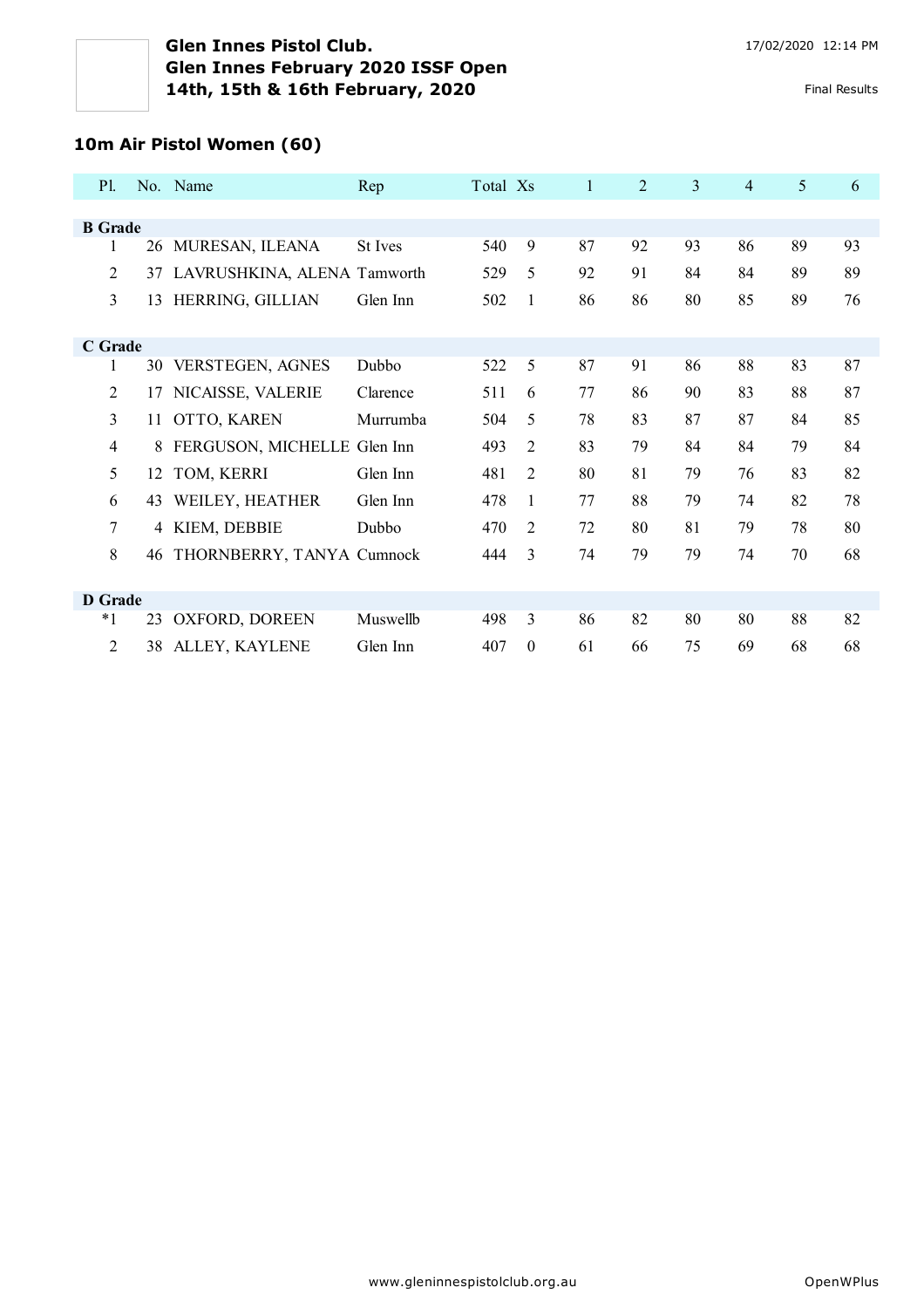# Glen Innes Pistol Club.
# Glen Innes February 2020 ISSF Open
# 14th, 15th & 16th February, 2020

17/02/2020 12:14 PM

Final Results

## 10m Air Pistol Women (60)

| Pl. | No. | Name | Rep | Total | Xs | 1 | 2 | 3 | 4 | 5 | 6 |
|---|---|---|---|---|---|---|---|---|---|---|---|
| **B Grade** | | | | | | | | | | | |
| 1 | 26 | MURESAN, ILEANA | St Ives | 540 | 9 | 87 | 92 | 93 | 86 | 89 | 93 |
| 2 | 37 | LAVRUSHKINA, ALENA | Tamworth | 529 | 5 | 92 | 91 | 84 | 84 | 89 | 89 |
| 3 | 13 | HERRING, GILLIAN | Glen Inn | 502 | 1 | 86 | 86 | 80 | 85 | 89 | 76 |
| **C Grade** | | | | | | | | | | | |
| 1 | 30 | VERSTEGEN, AGNES | Dubbo | 522 | 5 | 87 | 91 | 86 | 88 | 83 | 87 |
| 2 | 17 | NICAISSE, VALERIE | Clarence | 511 | 6 | 77 | 86 | 90 | 83 | 88 | 87 |
| 3 | 11 | OTTO, KAREN | Murrumba | 504 | 5 | 78 | 83 | 87 | 87 | 84 | 85 |
| 4 | 8 | FERGUSON, MICHELLE | Glen Inn | 493 | 2 | 83 | 79 | 84 | 84 | 79 | 84 |
| 5 | 12 | TOM, KERRI | Glen Inn | 481 | 2 | 80 | 81 | 79 | 76 | 83 | 82 |
| 6 | 43 | WEILEY, HEATHER | Glen Inn | 478 | 1 | 77 | 88 | 79 | 74 | 82 | 78 |
| 7 | 4 | KIEM, DEBBIE | Dubbo | 470 | 2 | 72 | 80 | 81 | 79 | 78 | 80 |
| 8 | 46 | THORNBERRY, TANYA | Cumnock | 444 | 3 | 74 | 79 | 79 | 74 | 70 | 68 |
| **D Grade** | | | | | | | | | | | |
| *1 | 23 | OXFORD, DOREEN | Muswellb | 498 | 3 | 86 | 82 | 80 | 80 | 88 | 82 |
| 2 | 38 | ALLEY, KAYLENE | Glen Inn | 407 | 0 | 61 | 66 | 75 | 69 | 68 | 68 |

www.gleninnespistolclub.org.au

OpenWPlus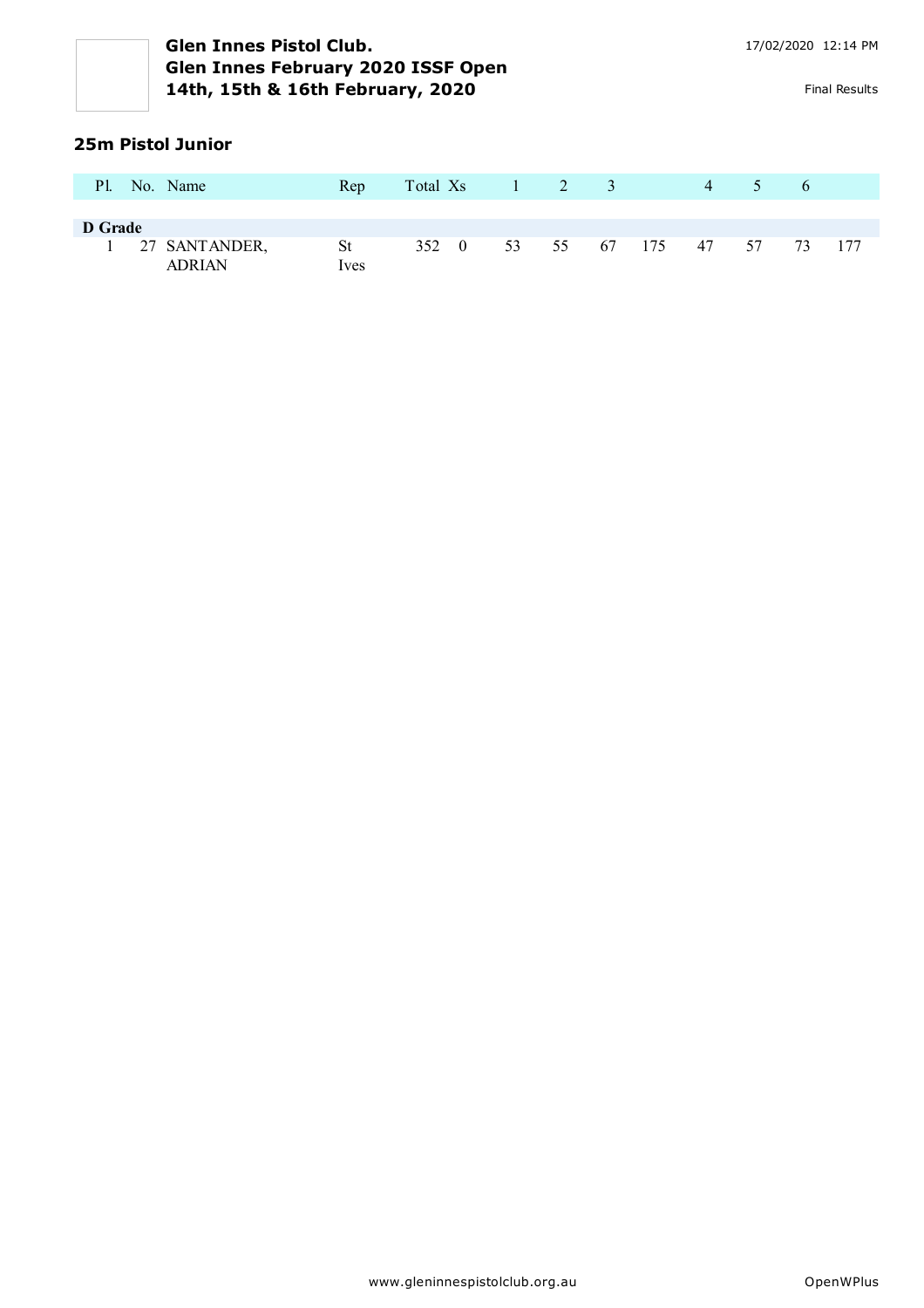**Glen Innes Pistol Club.**
**Glen Innes February 2020 ISSF Open**
**14th, 15th & 16th February, 2020**

17/02/2020 12:14 PM

Final Results

### 25m Pistol Junior

| Pl. | No. | Name | Rep | Total | Xs | 1 | 2 | 3 | | 4 | 5 | 6 | |
|---|---|---|---|---|---|---|---|---|---|---|---|---|---|
| **D Grade** | | | | | | | | | | | | | |
| 1 | 27 | SANTANDER, ADRIAN | St Ives | 352 | 0 | 53 | 55 | 67 | 175 | 47 | 57 | 73 | 177 |

www.gleninnespistolclub.org.au

OpenWPlus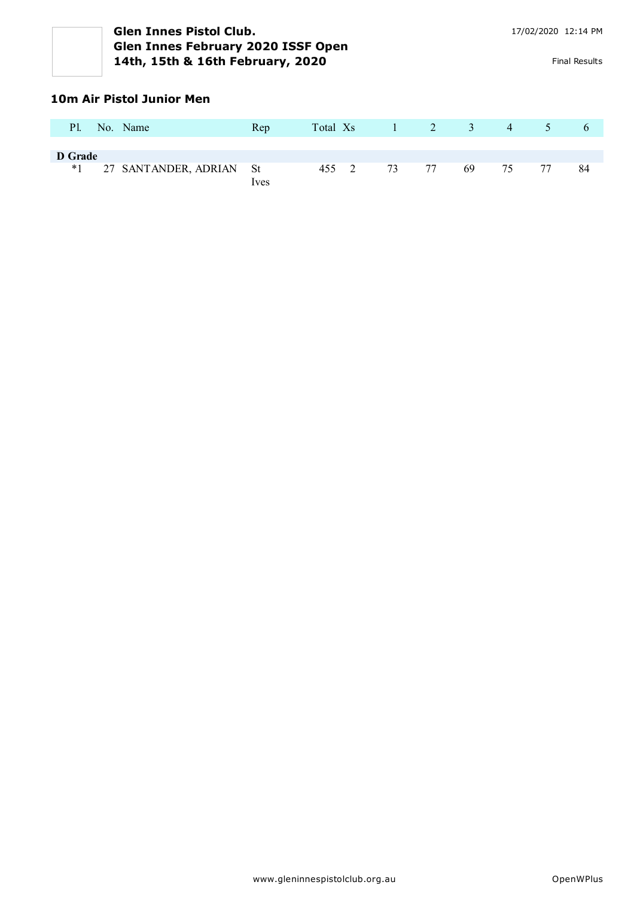# Glen Innes Pistol Club.
# Glen Innes February 2020 ISSF Open
# 14th, 15th & 16th February, 2020

17/02/2020 12:14 PM

Final Results

## 10m Air Pistol Junior Men

| Pl. | No. | Name | Rep | Total | Xs | 1 | 2 | 3 | 4 | 5 | 6 |
|---|---|---|---|---|---|---|---|---|---|---|---|
| **D Grade** | | | | | | | | | | | |
| *1 | 27 | SANTANDER, ADRIAN | St Ives | 455 | 2 | 73 | 77 | 69 | 75 | 77 | 84 |

www.gleninnespistolclub.org.au

OpenWPlus